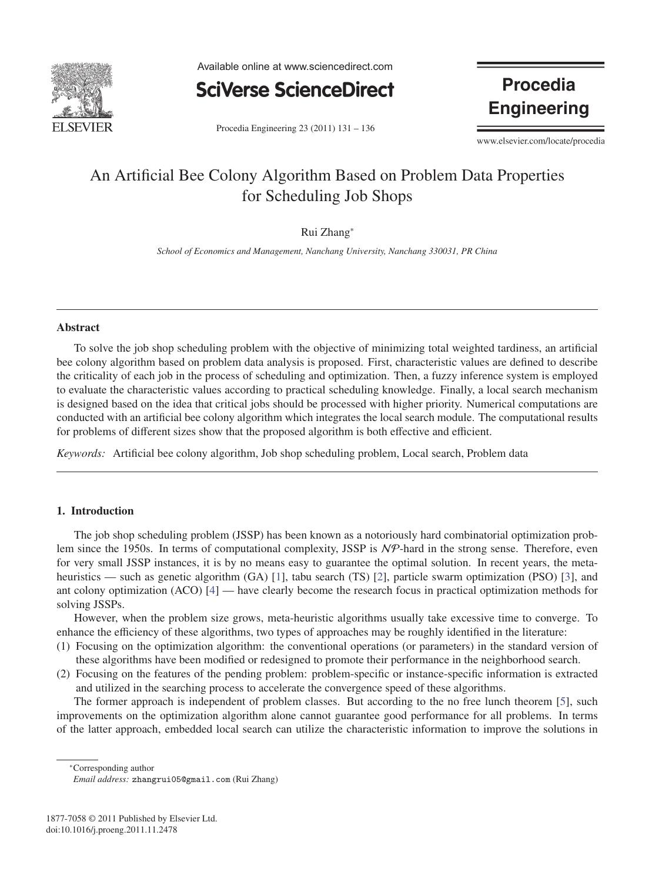# An Artificial Bee Colony Algorithm Based on Problem Data Properties for Scheduling Job Shops

Rui Zhang*

*School of Economics and Management, Nanchang University, Nanchang 330031, PR China*

---

## Abstract

To solve the job shop scheduling problem with the objective of minimizing total weighted tardiness, an artificial bee colony algorithm based on problem data analysis is proposed. First, characteristic values are defined to describe the criticality of each job in the process of scheduling and optimization. Then, a fuzzy inference system is employed to evaluate the characteristic values according to practical scheduling knowledge. Finally, a local search mechanism is designed based on the idea that critical jobs should be processed with higher priority. Numerical computations are conducted with an artificial bee colony algorithm which integrates the local search module. The computational results for problems of different sizes show that the proposed algorithm is both effective and efficient.

*Keywords:* Artificial bee colony algorithm, Job shop scheduling problem, Local search, Problem data

---

## 1. Introduction

The job shop scheduling problem (JSSP) has been known as a notoriously hard combinatorial optimization problem since the 1950s. In terms of computational complexity, JSSP is $\mathcal{NP}$-hard in the strong sense. Therefore, even for very small JSSP instances, it is by no means easy to guarantee the optimal solution. In recent years, the meta-heuristics — such as genetic algorithm (GA) [1], tabu search (TS) [2], particle swarm optimization (PSO) [3], and ant colony optimization (ACO) [4] — have clearly become the research focus in practical optimization methods for solving JSSPs.

However, when the problem size grows, meta-heuristic algorithms usually take excessive time to converge. To enhance the efficiency of these algorithms, two types of approaches may be roughly identified in the literature:

(1) Focusing on the optimization algorithm: the conventional operations (or parameters) in the standard version of these algorithms have been modified or redesigned to promote their performance in the neighborhood search.

(2) Focusing on the features of the pending problem: problem-specific or instance-specific information is extracted and utilized in the searching process to accelerate the convergence speed of these algorithms.

The former approach is independent of problem classes. But according to the no free lunch theorem [5], such improvements on the optimization algorithm alone cannot guarantee good performance for all problems. In terms of the latter approach, embedded local search can utilize the characteristic information to improve the solutions in

---

*Corresponding author

*Email address:* zhangrui05@gmail.com (Rui Zhang)

1877-7058 © 2011 Published by Elsevier Ltd.
doi:10.1016/j.proeng.2011.11.2478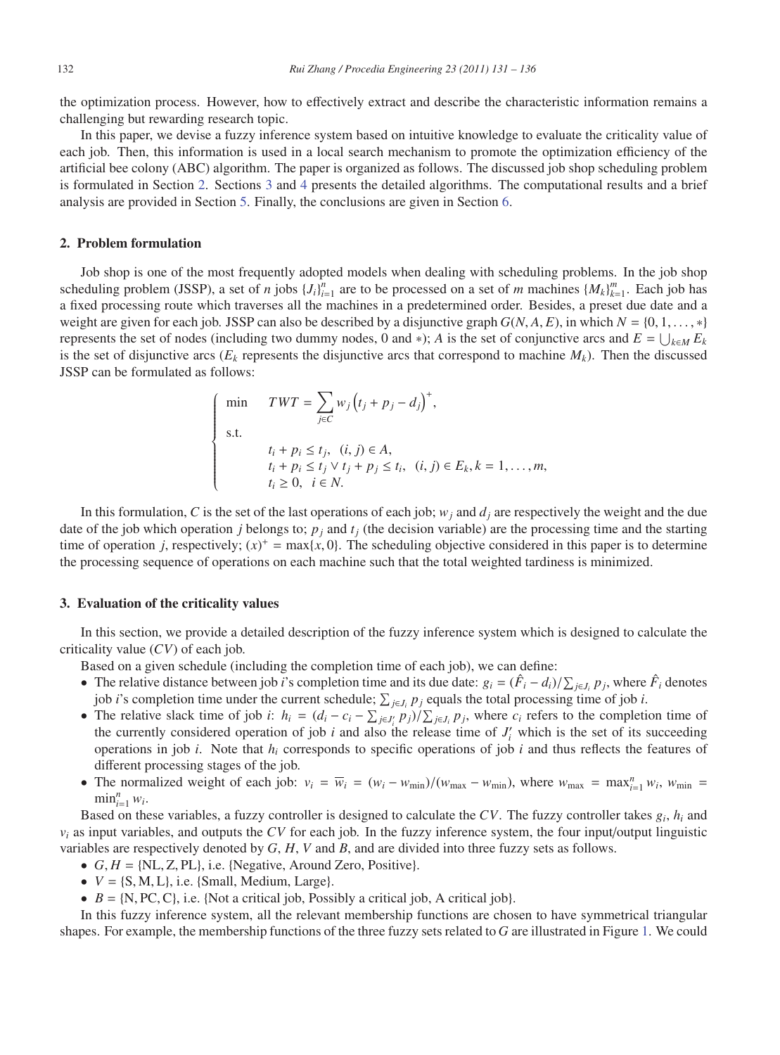the optimization process. However, how to effectively extract and describe the characteristic information remains a challenging but rewarding research topic.

In this paper, we devise a fuzzy inference system based on intuitive knowledge to evaluate the criticality value of each job. Then, this information is used in a local search mechanism to promote the optimization efficiency of the artificial bee colony (ABC) algorithm. The paper is organized as follows. The discussed job shop scheduling problem is formulated in Section 2. Sections 3 and 4 presents the detailed algorithms. The computational results and a brief analysis are provided in Section 5. Finally, the conclusions are given in Section 6.

## 2. Problem formulation

Job shop is one of the most frequently adopted models when dealing with scheduling problems. In the job shop scheduling problem (JSSP), a set of $n$ jobs $\{J_i\}_{i=1}^n$ are to be processed on a set of $m$ machines $\{M_k\}_{k=1}^m$. Each job has a fixed processing route which traverses all the machines in a predetermined order. Besides, a preset due date and a weight are given for each job. JSSP can also be described by a disjunctive graph $G(N, A, E)$, in which $N = \{0, 1, \ldots, *\}$ represents the set of nodes (including two dummy nodes, 0 and $*$); $A$ is the set of conjunctive arcs and $E = \bigcup_{k \in M} E_k$ is the set of disjunctive arcs ($E_k$ represents the disjunctive arcs that correspond to machine $M_k$). Then the discussed JSSP can be formulated as follows:

$$
\begin{cases}
\min \quad TWT = \sum_{j \in C} w_j \left(t_j + p_j - d_j\right)^+, \\
\text{s.t.} \\
\qquad t_i + p_i \le t_j, \quad (i, j) \in A, \\
\qquad t_i + p_i \le t_j \vee t_j + p_j \le t_i, \quad (i, j) \in E_k, k = 1, \ldots, m, \\
\qquad t_i \ge 0, \quad i \in N.
\end{cases}
$$

In this formulation, $C$ is the set of the last operations of each job; $w_j$ and $d_j$ are respectively the weight and the due date of the job which operation $j$ belongs to; $p_j$ and $t_j$ (the decision variable) are the processing time and the starting time of operation $j$, respectively; $(x)^+ = \max\{x, 0\}$. The scheduling objective considered in this paper is to determine the processing sequence of operations on each machine such that the total weighted tardiness is minimized.

## 3. Evaluation of the criticality values

In this section, we provide a detailed description of the fuzzy inference system which is designed to calculate the criticality value ($CV$) of each job.

Based on a given schedule (including the completion time of each job), we can define:

- The relative distance between job $i$'s completion time and its due date: $g_i = (\hat{F}_i - d_i)/\sum_{j \in J_i} p_j$, where $\hat{F}_i$ denotes job $i$'s completion time under the current schedule; $\sum_{j \in J_i} p_j$ equals the total processing time of job $i$.
- The relative slack time of job $i$: $h_i = (d_i - c_i - \sum_{j \in J_i'} p_j)/\sum_{j \in J_i} p_j$, where $c_i$ refers to the completion time of the currently considered operation of job $i$ and also the release time of $J_i'$ which is the set of its succeeding operations in job $i$. Note that $h_i$ corresponds to specific operations of job $i$ and thus reflects the features of different processing stages of the job.
- The normalized weight of each job: $v_i = \overline{w}_i = (w_i - w_{\min})/(w_{\max} - w_{\min})$, where $w_{\max} = \max_{i=1}^n w_i$, $w_{\min} = \min_{i=1}^n w_i$.

Based on these variables, a fuzzy controller is designed to calculate the $CV$. The fuzzy controller takes $g_i$, $h_i$ and $v_i$ as input variables, and outputs the $CV$ for each job. In the fuzzy inference system, the four input/output linguistic variables are respectively denoted by $G$, $H$, $V$ and $B$, and are divided into three fuzzy sets as follows.

- $G, H = \{\text{NL}, \text{Z}, \text{PL}\}$, i.e. {Negative, Around Zero, Positive}.
- $V = \{\text{S}, \text{M}, \text{L}\}$, i.e. {Small, Medium, Large}.
- $B = \{\text{N}, \text{PC}, \text{C}\}$, i.e. {Not a critical job, Possibly a critical job, A critical job}.

In this fuzzy inference system, all the relevant membership functions are chosen to have symmetrical triangular shapes. For example, the membership functions of the three fuzzy sets related to $G$ are illustrated in Figure 1. We could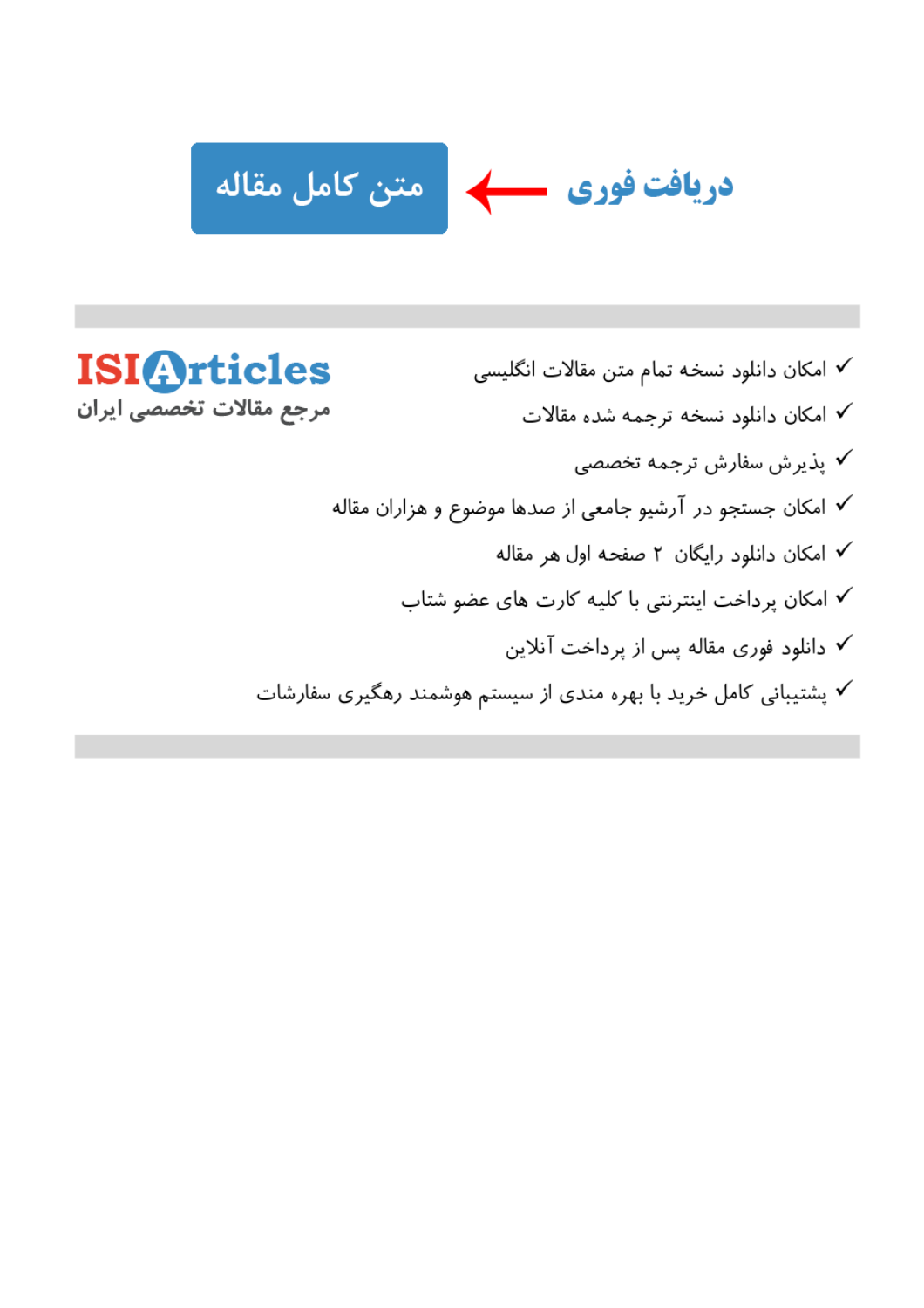دریافت فوری ← متن کامل مقاله

ISIArticles
مرجع مقالات تخصصی ایران

- ✓ امکان دانلود نسخه تمام متن مقالات انگلیسی
- ✓ امکان دانلود نسخه ترجمه شده مقالات
- ✓ پذیرش سفارش ترجمه تخصصی
- ✓ امکان جستجو در آرشیو جامعی از صدها موضوع و هزاران مقاله
- ✓ امکان دانلود رایگان ۲ صفحه اول هر مقاله
- ✓ امکان پرداخت اینترنتی با کلیه کارت های عضو شتاب
- ✓ دانلود فوری مقاله پس از پرداخت آنلاین
- ✓ پشتیبانی کامل خرید با بهره مندی از سیستم هوشمند رهگیری سفارشات